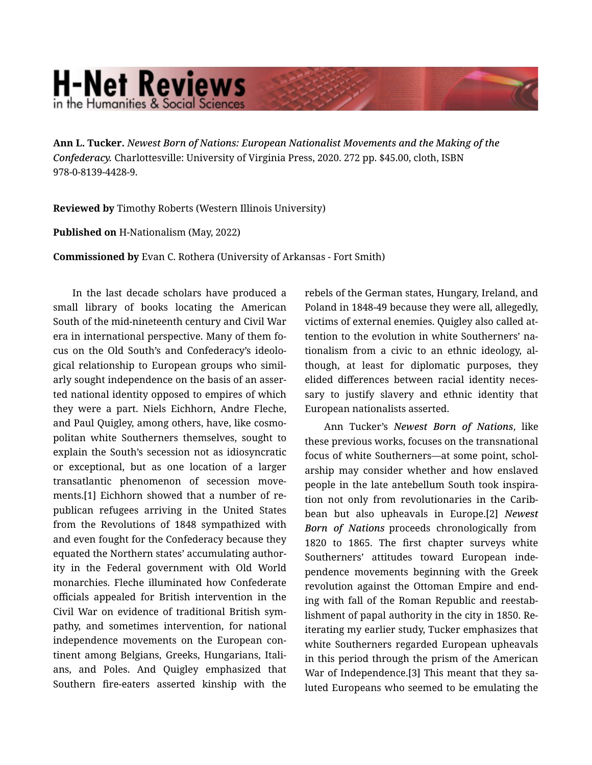# H-Net Reviews in the Humanities & Social Sciences

**Ann L. Tucker.** *Newest Born of Nations: European Nationalist Movements and the Making of the Confederacy.* Charlottesville: University of Virginia Press, 2020. 272 pp. $45.00, cloth, ISBN 978-0-8139-4428-9.

**Reviewed by** Timothy Roberts (Western Illinois University)

**Published on** H-Nationalism (May, 2022)

**Commissioned by** Evan C. Rothera (University of Arkansas - Fort Smith)

In the last decade scholars have produced a small library of books locating the American South of the mid-nineteenth century and Civil War era in international perspective. Many of them focus on the Old South's and Confederacy's ideological relationship to European groups who similarly sought independence on the basis of an asserted national identity opposed to empires of which they were a part. Niels Eichhorn, Andre Fleche, and Paul Quigley, among others, have, like cosmopolitan white Southerners themselves, sought to explain the South's secession not as idiosyncratic or exceptional, but as one location of a larger transatlantic phenomenon of secession movements.[1] Eichhorn showed that a number of republican refugees arriving in the United States from the Revolutions of 1848 sympathized with and even fought for the Confederacy because they equated the Northern states' accumulating authority in the Federal government with Old World monarchies. Fleche illuminated how Confederate officials appealed for British intervention in the Civil War on evidence of traditional British sympathy, and sometimes intervention, for national independence movements on the European continent among Belgians, Greeks, Hungarians, Italians, and Poles. And Quigley emphasized that Southern fire-eaters asserted kinship with the rebels of the German states, Hungary, Ireland, and Poland in 1848-49 because they were all, allegedly, victims of external enemies. Quigley also called attention to the evolution in white Southerners' nationalism from a civic to an ethnic ideology, although, at least for diplomatic purposes, they elided differences between racial identity necessary to justify slavery and ethnic identity that European nationalists asserted.

Ann Tucker's ***Newest Born of Nations***, like these previous works, focuses on the transnational focus of white Southerners—at some point, scholarship may consider whether and how enslaved people in the late antebellum South took inspiration not only from revolutionaries in the Caribbean but also upheavals in Europe.[2] *Newest Born of Nations* proceeds chronologically from 1820 to 1865. The first chapter surveys white Southerners' attitudes toward European independence movements beginning with the Greek revolution against the Ottoman Empire and ending with fall of the Roman Republic and reestablishment of papal authority in the city in 1850. Reiterating my earlier study, Tucker emphasizes that white Southerners regarded European upheavals in this period through the prism of the American War of Independence.[3] This meant that they saluted Europeans who seemed to be emulating the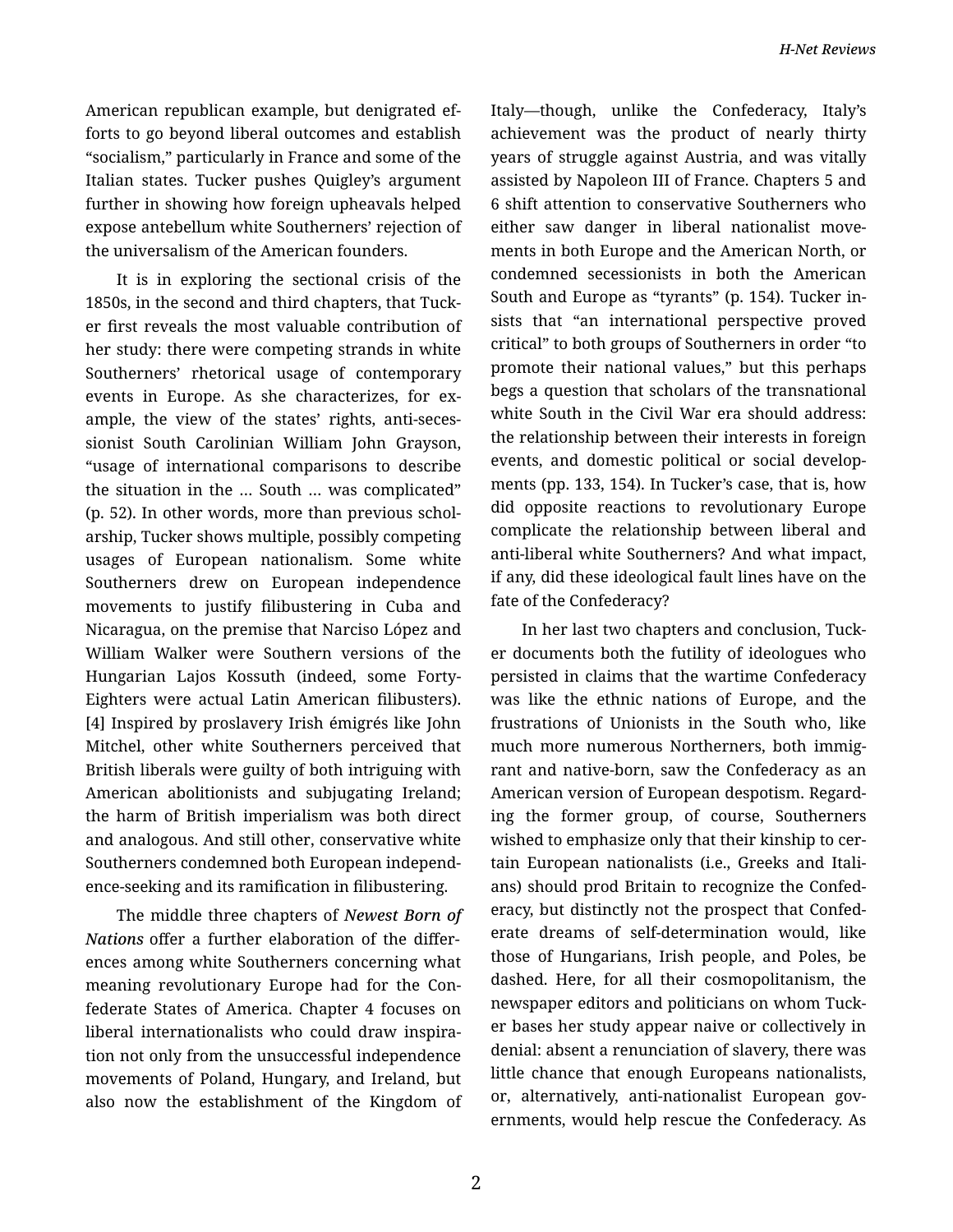American republican example, but denigrated efforts to go beyond liberal outcomes and establish "socialism," particularly in France and some of the Italian states. Tucker pushes Quigley's argument further in showing how foreign upheavals helped expose antebellum white Southerners' rejection of the universalism of the American founders.

It is in exploring the sectional crisis of the 1850s, in the second and third chapters, that Tucker first reveals the most valuable contribution of her study: there were competing strands in white Southerners' rhetorical usage of contemporary events in Europe. As she characterizes, for example, the view of the states' rights, anti-secessionist South Carolinian William John Grayson, "usage of international comparisons to describe the situation in the … South … was complicated" (p. 52). In other words, more than previous scholarship, Tucker shows multiple, possibly competing usages of European nationalism. Some white Southerners drew on European independence movements to justify filibustering in Cuba and Nicaragua, on the premise that Narciso López and William Walker were Southern versions of the Hungarian Lajos Kossuth (indeed, some Forty-Eighters were actual Latin American filibusters).[4] Inspired by proslavery Irish émigrés like John Mitchel, other white Southerners perceived that British liberals were guilty of both intriguing with American abolitionists and subjugating Ireland; the harm of British imperialism was both direct and analogous. And still other, conservative white Southerners condemned both European independence-seeking and its ramification in filibustering.

The middle three chapters of ***Newest Born of Nations*** offer a further elaboration of the differences among white Southerners concerning what meaning revolutionary Europe had for the Confederate States of America. Chapter 4 focuses on liberal internationalists who could draw inspiration not only from the unsuccessful independence movements of Poland, Hungary, and Ireland, but also now the establishment of the Kingdom of Italy—though, unlike the Confederacy, Italy's achievement was the product of nearly thirty years of struggle against Austria, and was vitally assisted by Napoleon III of France. Chapters 5 and 6 shift attention to conservative Southerners who either saw danger in liberal nationalist movements in both Europe and the American North, or condemned secessionists in both the American South and Europe as "tyrants" (p. 154). Tucker insists that "an international perspective proved critical" to both groups of Southerners in order "to promote their national values," but this perhaps begs a question that scholars of the transnational white South in the Civil War era should address: the relationship between their interests in foreign events, and domestic political or social developments (pp. 133, 154). In Tucker's case, that is, how did opposite reactions to revolutionary Europe complicate the relationship between liberal and anti-liberal white Southerners? And what impact, if any, did these ideological fault lines have on the fate of the Confederacy?

In her last two chapters and conclusion, Tucker documents both the futility of ideologues who persisted in claims that the wartime Confederacy was like the ethnic nations of Europe, and the frustrations of Unionists in the South who, like much more numerous Northerners, both immigrant and native-born, saw the Confederacy as an American version of European despotism. Regarding the former group, of course, Southerners wished to emphasize only that their kinship to certain European nationalists (i.e., Greeks and Italians) should prod Britain to recognize the Confederacy, but distinctly not the prospect that Confederate dreams of self-determination would, like those of Hungarians, Irish people, and Poles, be dashed. Here, for all their cosmopolitanism, the newspaper editors and politicians on whom Tucker bases her study appear naive or collectively in denial: absent a renunciation of slavery, there was little chance that enough Europeans nationalists, or, alternatively, anti-nationalist European governments, would help rescue the Confederacy. As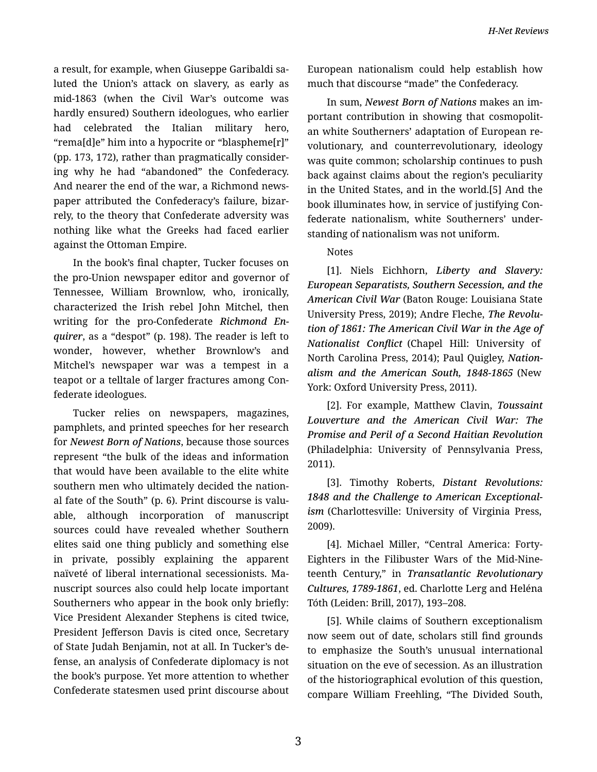a result, for example, when Giuseppe Garibaldi saluted the Union's attack on slavery, as early as mid-1863 (when the Civil War's outcome was hardly ensured) Southern ideologues, who earlier had celebrated the Italian military hero, "rema[d]e" him into a hypocrite or "blaspheme[r]" (pp. 173, 172), rather than pragmatically considering why he had "abandoned" the Confederacy. And nearer the end of the war, a Richmond newspaper attributed the Confederacy's failure, bizarrely, to the theory that Confederate adversity was nothing like what the Greeks had faced earlier against the Ottoman Empire.

In the book's final chapter, Tucker focuses on the pro-Union newspaper editor and governor of Tennessee, William Brownlow, who, ironically, characterized the Irish rebel John Mitchel, then writing for the pro-Confederate *Richmond Enquirer*, as a "despot" (p. 198). The reader is left to wonder, however, whether Brownlow's and Mitchel's newspaper war was a tempest in a teapot or a telltale of larger fractures among Confederate ideologues.

Tucker relies on newspapers, magazines, pamphlets, and printed speeches for her research for *Newest Born of Nations*, because those sources represent "the bulk of the ideas and information that would have been available to the elite white southern men who ultimately decided the national fate of the South" (p. 6). Print discourse is valuable, although incorporation of manuscript sources could have revealed whether Southern elites said one thing publicly and something else in private, possibly explaining the apparent naïveté of liberal international secessionists. Manuscript sources also could help locate important Southerners who appear in the book only briefly: Vice President Alexander Stephens is cited twice, President Jefferson Davis is cited once, Secretary of State Judah Benjamin, not at all. In Tucker's defense, an analysis of Confederate diplomacy is not the book's purpose. Yet more attention to whether Confederate statesmen used print discourse about European nationalism could help establish how much that discourse "made" the Confederacy.

In sum, *Newest Born of Nations* makes an important contribution in showing that cosmopolitan white Southerners' adaptation of European revolutionary, and counterrevolutionary, ideology was quite common; scholarship continues to push back against claims about the region's peculiarity in the United States, and in the world.[5] And the book illuminates how, in service of justifying Confederate nationalism, white Southerners' understanding of nationalism was not uniform.

Notes

[1]. Niels Eichhorn, *Liberty and Slavery: European Separatists, Southern Secession, and the American Civil War* (Baton Rouge: Louisiana State University Press, 2019); Andre Fleche, *The Revolution of 1861: The American Civil War in the Age of Nationalist Conflict* (Chapel Hill: University of North Carolina Press, 2014); Paul Quigley, *Nationalism and the American South, 1848-1865* (New York: Oxford University Press, 2011).

[2]. For example, Matthew Clavin, *Toussaint Louverture and the American Civil War: The Promise and Peril of a Second Haitian Revolution* (Philadelphia: University of Pennsylvania Press, 2011).

[3]. Timothy Roberts, *Distant Revolutions: 1848 and the Challenge to American Exceptionalism* (Charlottesville: University of Virginia Press, 2009).

[4]. Michael Miller, "Central America: Forty-Eighters in the Filibuster Wars of the Mid-Nineteenth Century," in *Transatlantic Revolutionary Cultures, 1789-1861*, ed. Charlotte Lerg and Heléna Tóth (Leiden: Brill, 2017), 193–208.

[5]. While claims of Southern exceptionalism now seem out of date, scholars still find grounds to emphasize the South's unusual international situation on the eve of secession. As an illustration of the historiographical evolution of this question, compare William Freehling, "The Divided South,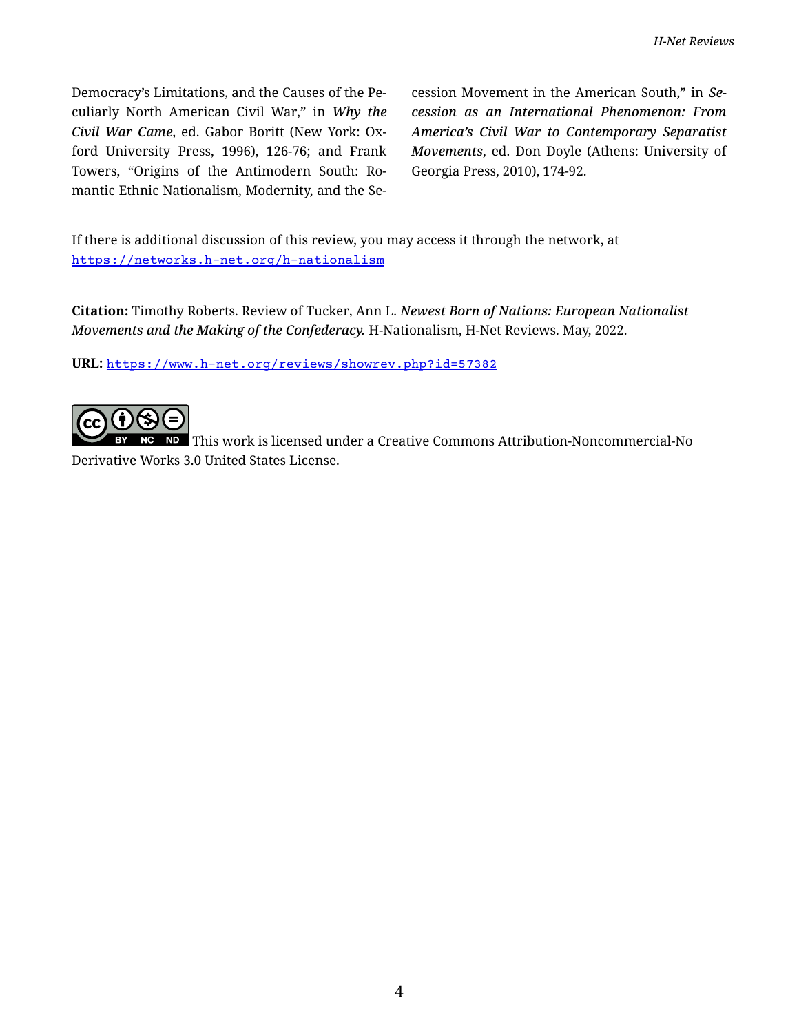Democracy's Limitations, and the Causes of the Peculiarly North American Civil War," in ***Why the Civil War Came***, ed. Gabor Boritt (New York: Oxford University Press, 1996), 126-76; and Frank Towers, "Origins of the Antimodern South: Romantic Ethnic Nationalism, Modernity, and the Secession Movement in the American South," in ***Secession as an International Phenomenon: From America's Civil War to Contemporary Separatist Movements***, ed. Don Doyle (Athens: University of Georgia Press, 2010), 174-92.

If there is additional discussion of this review, you may access it through the network, at https://networks.h-net.org/h-nationalism

**Citation:** Timothy Roberts. Review of Tucker, Ann L. *Newest Born of Nations: European Nationalist Movements and the Making of the Confederacy.* H-Nationalism, H-Net Reviews. May, 2022.

**URL:** https://www.h-net.org/reviews/showrev.php?id=57382

This work is licensed under a Creative Commons Attribution-Noncommercial-No Derivative Works 3.0 United States License.